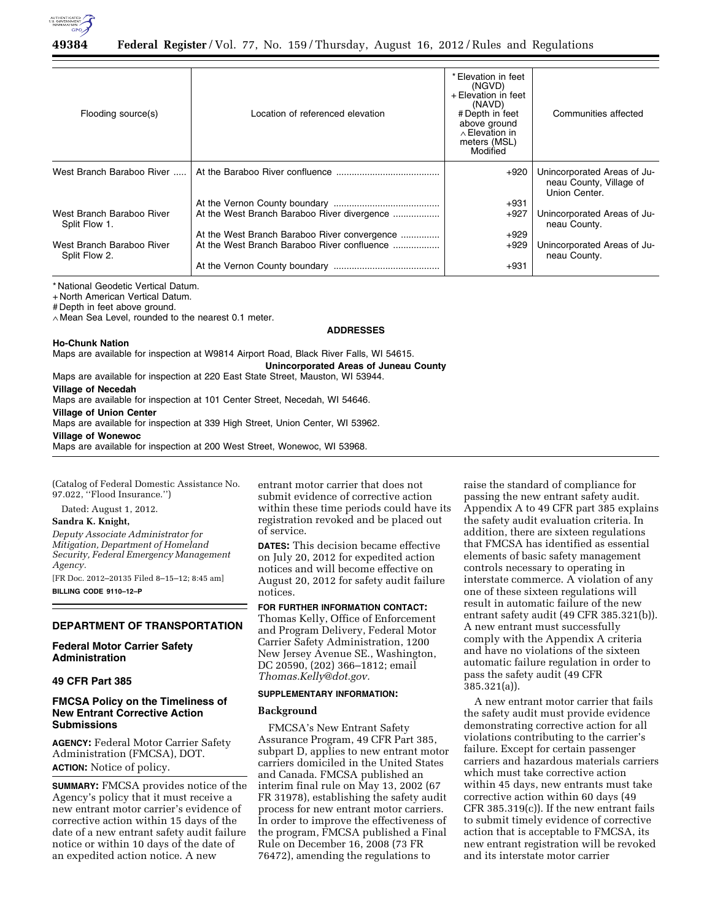| Flooding source(s) | Location of referenced elevation | * Elevation in feet (NGVD) + Elevation in feet (NAVD) # Depth in feet above ground ∧ Elevation in meters (MSL) Modified | Communities affected |
|---|---|---|---|
| West Branch Baraboo River | At the Baraboo River confluence | +920 | Unincorporated Areas of Juneau County, Village of Union Center. |
| | At the Vernon County boundary | +931 | |
| West Branch Baraboo River Split Flow 1. | At the West Branch Baraboo River divergence | +927 | Unincorporated Areas of Juneau County. |
| | At the West Branch Baraboo River convergence | +929 | |
| West Branch Baraboo River Split Flow 2. | At the West Branch Baraboo River confluence | +929 | Unincorporated Areas of Juneau County. |
| | At the Vernon County boundary | +931 | |

* National Geodetic Vertical Datum.
+ North American Vertical Datum.
# Depth in feet above ground.
∧ Mean Sea Level, rounded to the nearest 0.1 meter.

**ADDRESSES**

**Ho-Chunk Nation**

Maps are available for inspection at W9814 Airport Road, Black River Falls, WI 54615.

**Unincorporated Areas of Juneau County**

Maps are available for inspection at 220 East State Street, Mauston, WI 53944.

**Village of Necedah**

Maps are available for inspection at 101 Center Street, Necedah, WI 54646.

**Village of Union Center**

Maps are available for inspection at 339 High Street, Union Center, WI 53962.

**Village of Wonewoc**

Maps are available for inspection at 200 West Street, Wonewoc, WI 53968.

(Catalog of Federal Domestic Assistance No. 97.022, ''Flood Insurance.'')

Dated: August 1, 2012.

**Sandra K. Knight,**

*Deputy Associate Administrator for Mitigation, Department of Homeland Security, Federal Emergency Management Agency.*

[FR Doc. 2012–20135 Filed 8–15–12; 8:45 am]

**BILLING CODE 9110–12–P**

## DEPARTMENT OF TRANSPORTATION

### Federal Motor Carrier Safety Administration

### 49 CFR Part 385

### FMCSA Policy on the Timeliness of New Entrant Corrective Action Submissions

**AGENCY:** Federal Motor Carrier Safety Administration (FMCSA), DOT.

**ACTION:** Notice of policy.

**SUMMARY:** FMCSA provides notice of the Agency's policy that it must receive a new entrant motor carrier's evidence of corrective action within 15 days of the date of a new entrant safety audit failure notice or within 10 days of the date of an expedited action notice. A new entrant motor carrier that does not submit evidence of corrective action within these time periods could have its registration revoked and be placed out of service.

**DATES:** This decision became effective on July 20, 2012 for expedited action notices and will become effective on August 20, 2012 for safety audit failure notices.

**FOR FURTHER INFORMATION CONTACT:** Thomas Kelly, Office of Enforcement and Program Delivery, Federal Motor Carrier Safety Administration, 1200 New Jersey Avenue SE., Washington, DC 20590, (202) 366–1812; email *Thomas.Kelly@dot.gov.*

**SUPPLEMENTARY INFORMATION:**

**Background**

FMCSA's New Entrant Safety Assurance Program, 49 CFR Part 385, subpart D, applies to new entrant motor carriers domiciled in the United States and Canada. FMCSA published an interim final rule on May 13, 2002 (67 FR 31978), establishing the safety audit process for new entrant motor carriers. In order to improve the effectiveness of the program, FMCSA published a Final Rule on December 16, 2008 (73 FR 76472), amending the regulations to raise the standard of compliance for passing the new entrant safety audit. Appendix A to 49 CFR part 385 explains the safety audit evaluation criteria. In addition, there are sixteen regulations that FMCSA has identified as essential elements of basic safety management controls necessary to operating in interstate commerce. A violation of any one of these sixteen regulations will result in automatic failure of the new entrant safety audit (49 CFR 385.321(b)). A new entrant must successfully comply with the Appendix A criteria and have no violations of the sixteen automatic failure regulation in order to pass the safety audit (49 CFR 385.321(a)).

A new entrant motor carrier that fails the safety audit must provide evidence demonstrating corrective action for all violations contributing to the carrier's failure. Except for certain passenger carriers and hazardous materials carriers which must take corrective action within 45 days, new entrants must take corrective action within 60 days (49 CFR 385.319(c)). If the new entrant fails to submit timely evidence of corrective action that is acceptable to FMCSA, its new entrant registration will be revoked and its interstate motor carrier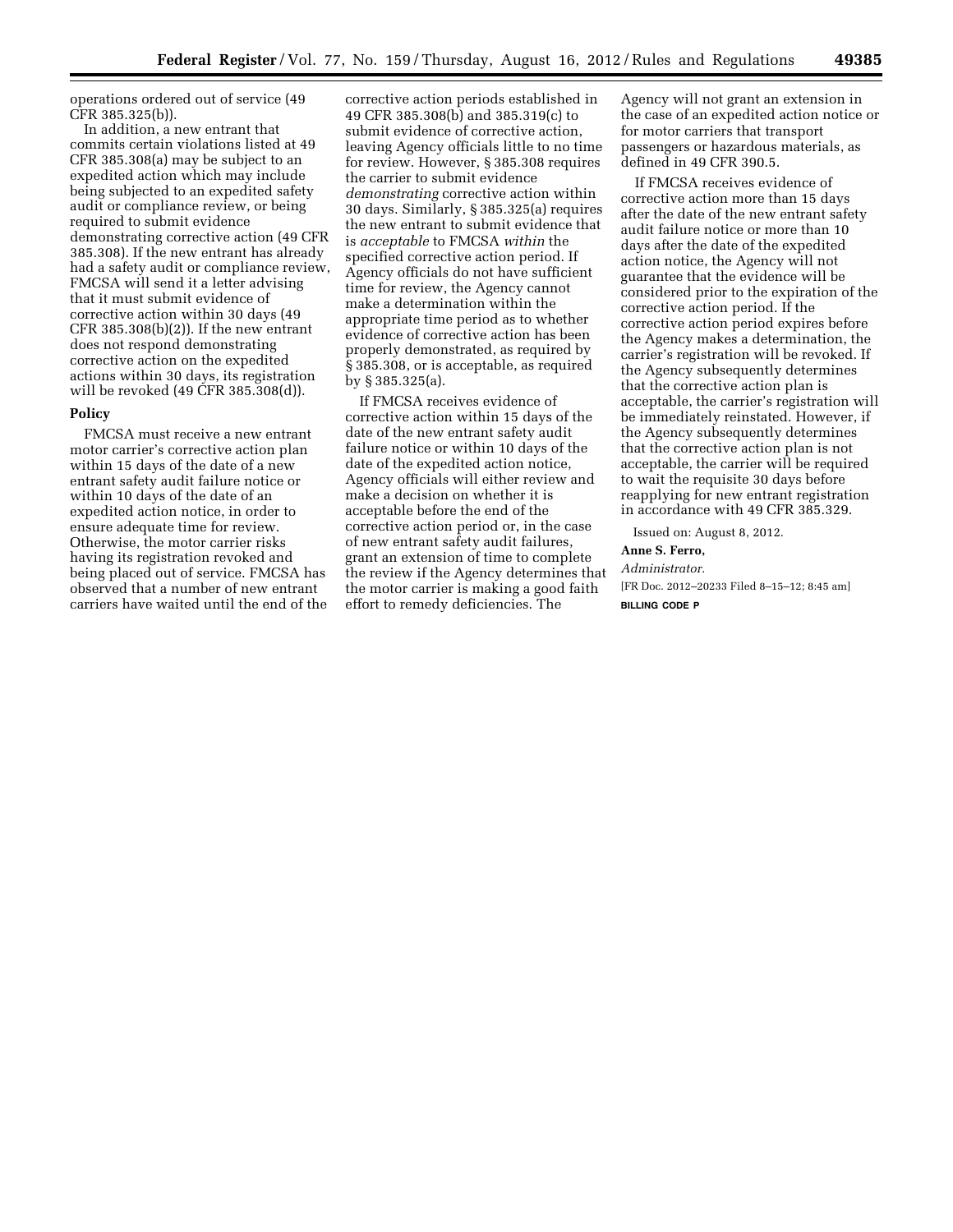operations ordered out of service (49 CFR 385.325(b)).

In addition, a new entrant that commits certain violations listed at 49 CFR 385.308(a) may be subject to an expedited action which may include being subjected to an expedited safety audit or compliance review, or being required to submit evidence demonstrating corrective action (49 CFR 385.308). If the new entrant has already had a safety audit or compliance review, FMCSA will send it a letter advising that it must submit evidence of corrective action within 30 days (49 CFR 385.308(b)(2)). If the new entrant does not respond demonstrating corrective action on the expedited actions within 30 days, its registration will be revoked (49 CFR 385.308(d)).

## Policy

FMCSA must receive a new entrant motor carrier's corrective action plan within 15 days of the date of a new entrant safety audit failure notice or within 10 days of the date of an expedited action notice, in order to ensure adequate time for review. Otherwise, the motor carrier risks having its registration revoked and being placed out of service. FMCSA has observed that a number of new entrant carriers have waited until the end of the corrective action periods established in 49 CFR 385.308(b) and 385.319(c) to submit evidence of corrective action, leaving Agency officials little to no time for review. However, § 385.308 requires the carrier to submit evidence *demonstrating* corrective action within 30 days. Similarly, § 385.325(a) requires the new entrant to submit evidence that is *acceptable* to FMCSA *within* the specified corrective action period. If Agency officials do not have sufficient time for review, the Agency cannot make a determination within the appropriate time period as to whether evidence of corrective action has been properly demonstrated, as required by § 385.308, or is acceptable, as required by § 385.325(a).

If FMCSA receives evidence of corrective action within 15 days of the date of the new entrant safety audit failure notice or within 10 days of the date of the expedited action notice, Agency officials will either review and make a decision on whether it is acceptable before the end of the corrective action period or, in the case of new entrant safety audit failures, grant an extension of time to complete the review if the Agency determines that the motor carrier is making a good faith effort to remedy deficiencies. The Agency will not grant an extension in the case of an expedited action notice or for motor carriers that transport passengers or hazardous materials, as defined in 49 CFR 390.5.

If FMCSA receives evidence of corrective action more than 15 days after the date of the new entrant safety audit failure notice or more than 10 days after the date of the expedited action notice, the Agency will not guarantee that the evidence will be considered prior to the expiration of the corrective action period. If the corrective action period expires before the Agency makes a determination, the carrier's registration will be revoked. If the Agency subsequently determines that the corrective action plan is acceptable, the carrier's registration will be immediately reinstated. However, if the Agency subsequently determines that the corrective action plan is not acceptable, the carrier will be required to wait the requisite 30 days before reapplying for new entrant registration in accordance with 49 CFR 385.329.

Issued on: August 8, 2012.

**Anne S. Ferro,**

*Administrator.*

[FR Doc. 2012–20233 Filed 8–15–12; 8:45 am]

**BILLING CODE P**